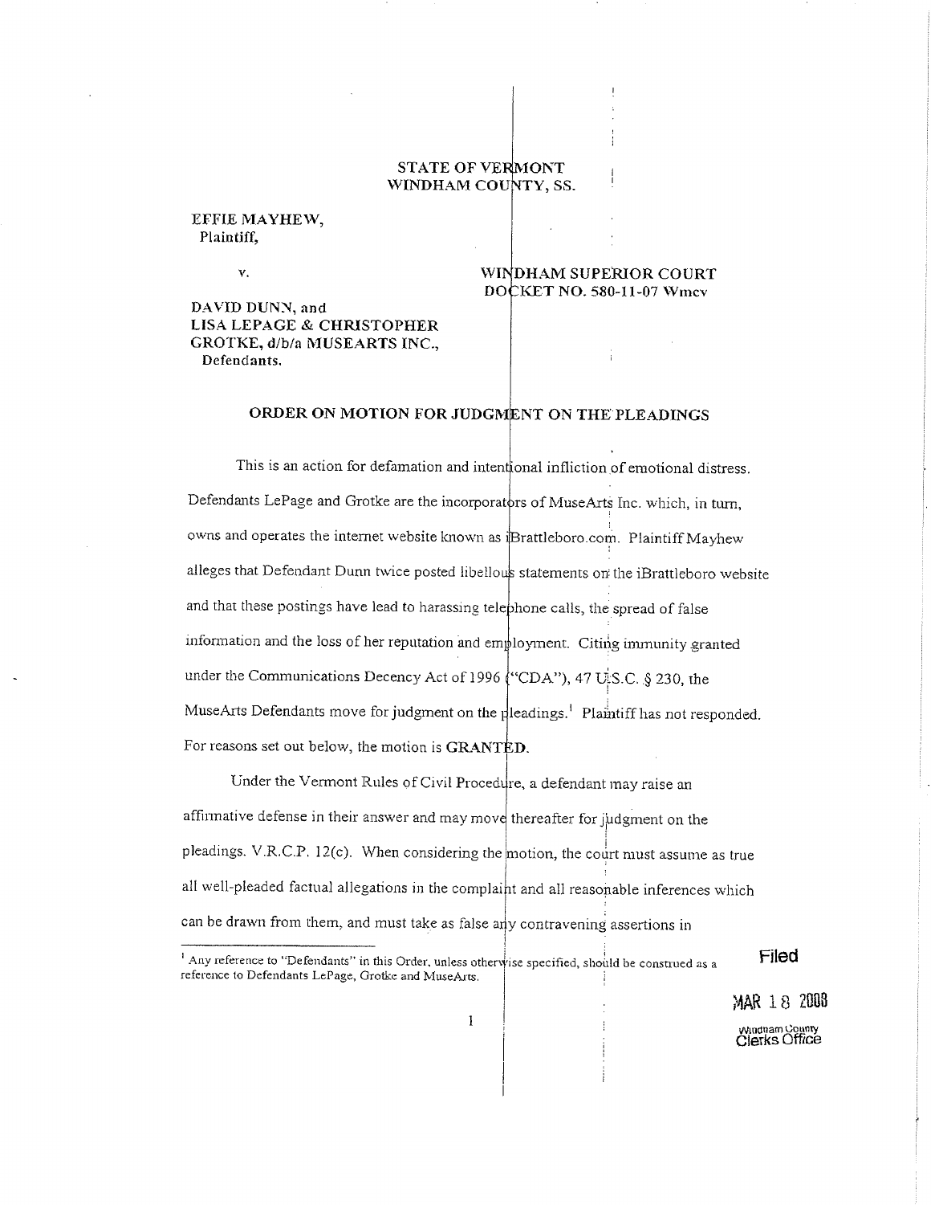STATE OF VERMONT
WINDHAM COUNTY, SS.

EFFIE MAYHEW,
Plaintiff,

v.

DAVID DUNN, and
LISA LEPAGE & CHRISTOPHER
GROTKE, d/b/a MUSEARTS INC.,
Defendants.

WINDHAM SUPERIOR COURT
DOCKET NO. 580-11-07 Wmcv

## ORDER ON MOTION FOR JUDGMENT ON THE PLEADINGS

This is an action for defamation and intentional infliction of emotional distress. Defendants LePage and Grotke are the incorporators of MuseArts Inc. which, in turn, owns and operates the internet website known as iBrattleboro.com. Plaintiff Mayhew alleges that Defendant Dunn twice posted libellous statements on the iBrattleboro website and that these postings have lead to harassing telephone calls, the spread of false information and the loss of her reputation and employment. Citing immunity granted under the Communications Decency Act of 1996 ("CDA"), 47 U.S.C. § 230, the MuseArts Defendants move for judgment on the pleadings.[1] Plaintiff has not responded. For reasons set out below, the motion is **GRANTED**.

Under the Vermont Rules of Civil Procedure, a defendant may raise an affirmative defense in their answer and may move thereafter for judgment on the pleadings. V.R.C.P. 12(c). When considering the motion, the court must assume as true all well-pleaded factual allegations in the complaint and all reasonable inferences which can be drawn from them, and must take as false any contravening assertions in

[1] Any reference to "Defendants" in this Order, unless otherwise specified, should be construed as a reference to Defendants LePage, Grotke and MuseArts.

Filed
MAR 18 2008
Windham County
Clerks Office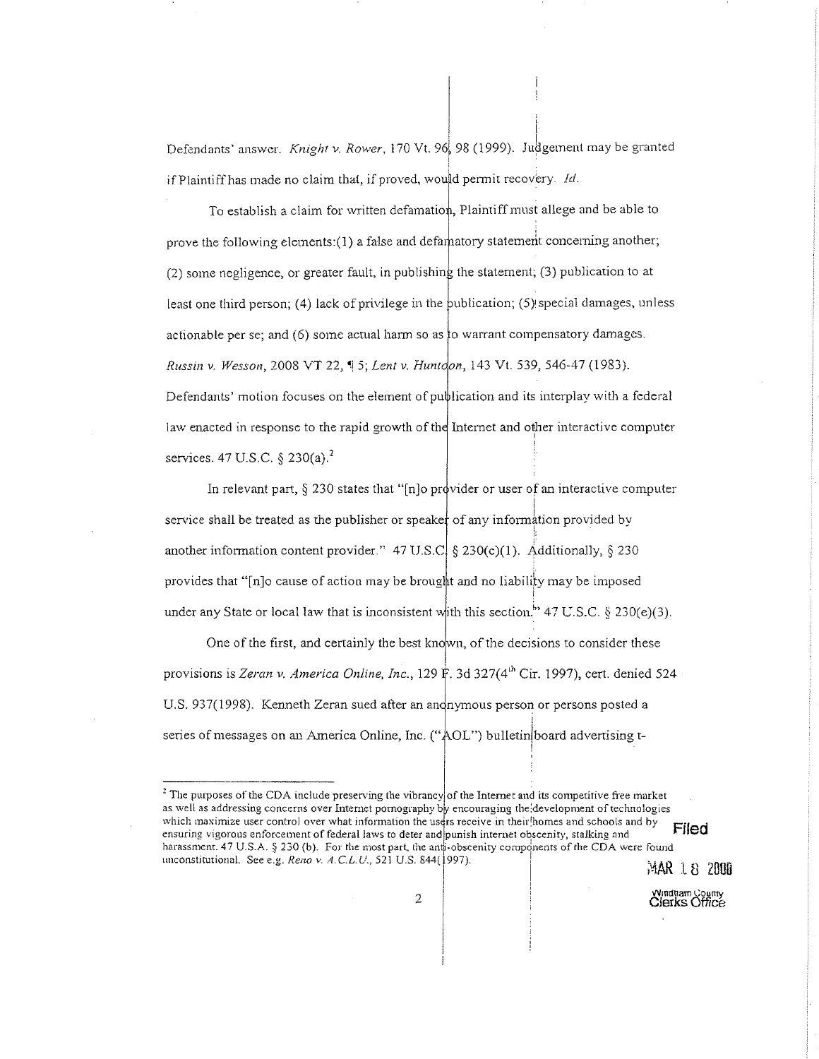Defendants' answer. *Knight v. Rower*, 170 Vt. 96, 98 (1999). Judgement may be granted if Plaintiff has made no claim that, if proved, would permit recovery. *Id.*

To establish a claim for written defamation, Plaintiff must allege and be able to prove the following elements:(1) a false and defamatory statement concerning another; (2) some negligence, or greater fault, in publishing the statement; (3) publication to at least one third person; (4) lack of privilege in the publication; (5) special damages, unless actionable per se; and (6) some actual harm so as to warrant compensatory damages. *Russin v. Wesson*, 2008 VT 22, ¶ 5; *Lent v. Huntoon*, 143 Vt. 539, 546-47 (1983). Defendants' motion focuses on the element of publication and its interplay with a federal law enacted in response to the rapid growth of the Internet and other interactive computer services. 47 U.S.C. § 230(a).[2]

In relevant part, § 230 states that "[n]o provider or user of an interactive computer service shall be treated as the publisher or speaker of any information provided by another information content provider." 47 U.S.C. § 230(c)(1). Additionally, § 230 provides that "[n]o cause of action may be brought and no liability may be imposed under any State or local law that is inconsistent with this section." 47 U.S.C. § 230(e)(3).

One of the first, and certainly the best known, of the decisions to consider these provisions is *Zeran v. America Online, Inc.*, 129 F. 3d 327(4th Cir. 1997), cert. denied 524 U.S. 937(1998). Kenneth Zeran sued after an anonymous person or persons posted a series of messages on an America Online, Inc. ("AOL") bulletin board advertising t-

---

[2] The purposes of the CDA include preserving the vibrancy of the Internet and its competitive free market as well as addressing concerns over Internet pornography by encouraging the development of technologies which maximize user control over what information the users receive in their homes and schools and by ensuring vigorous enforcement of federal laws to deter and punish internet obscenity, stalking and harassment. 47 U.S.A. § 230 (b). For the most part, the anti-obscenity components of the CDA were found unconstitutional. See e.g. *Reno v. A.C.L.U.*, 521 U.S. 844(1997).

Filed
MAR 18 2008
Windham County
Clerks Office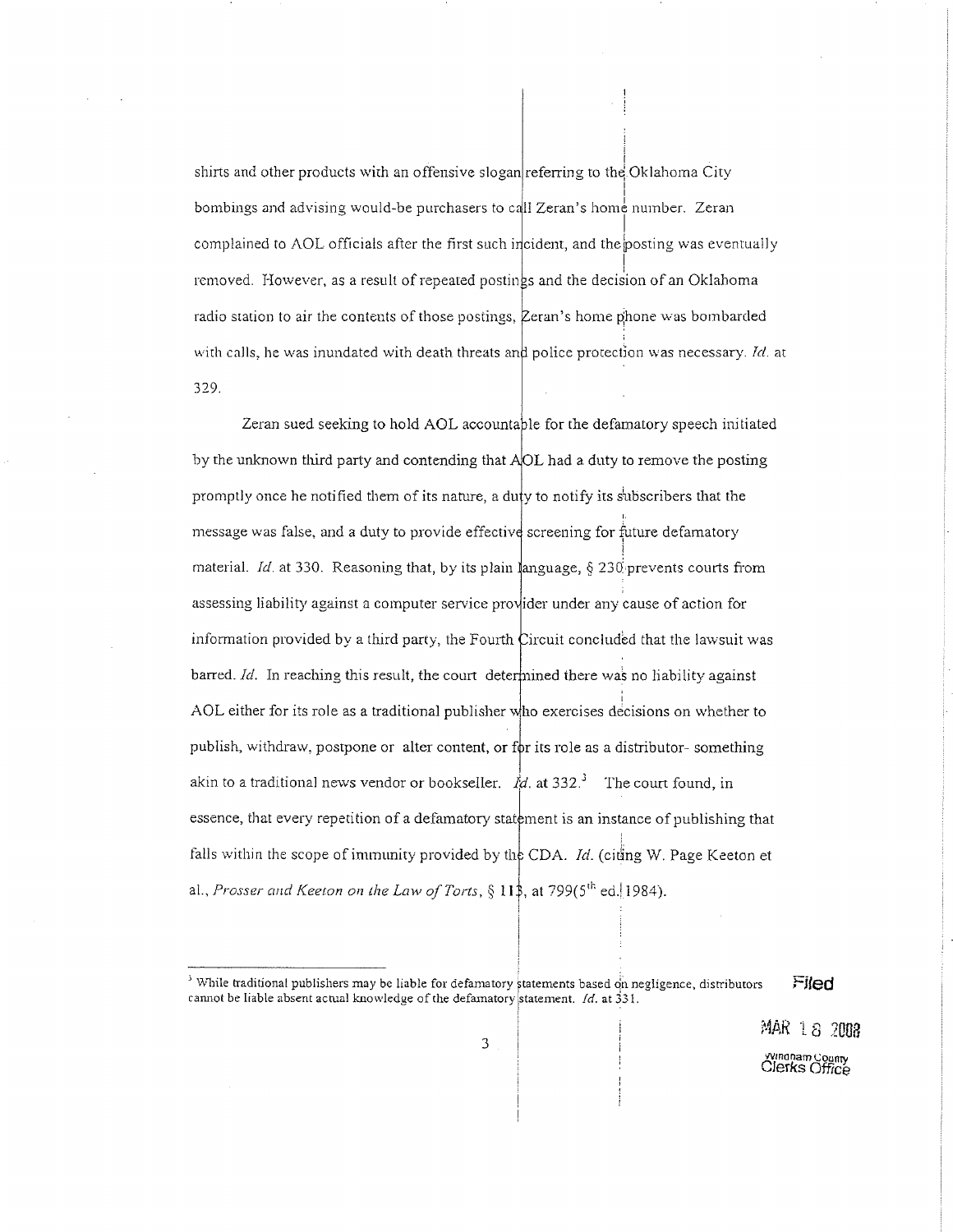shirts and other products with an offensive slogan referring to the Oklahoma City bombings and advising would-be purchasers to call Zeran's home number. Zeran complained to AOL officials after the first such incident, and the posting was eventually removed. However, as a result of repeated postings and the decision of an Oklahoma radio station to air the contents of those postings, Zeran's home phone was bombarded with calls, he was inundated with death threats and police protection was necessary. *Id.* at 329.

Zeran sued seeking to hold AOL accountable for the defamatory speech initiated by the unknown third party and contending that AOL had a duty to remove the posting promptly once he notified them of its nature, a duty to notify its subscribers that the message was false, and a duty to provide effective screening for future defamatory material. *Id.* at 330. Reasoning that, by its plain language, § 230 prevents courts from assessing liability against a computer service provider under any cause of action for information provided by a third party, the Fourth Circuit concluded that the lawsuit was barred. *Id.* In reaching this result, the court determined there was no liability against AOL either for its role as a traditional publisher who exercises decisions on whether to publish, withdraw, postpone or alter content, or for its role as a distributor- something akin to a traditional news vendor or bookseller. *Id.* at 332.[3] The court found, in essence, that every repetition of a defamatory statement is an instance of publishing that falls within the scope of immunity provided by the CDA. *Id.* (citing W. Page Keeton et al., *Prosser and Keeton on the Law of Torts*, § 113, at 799(5th ed. 1984).

---

[3] While traditional publishers may be liable for defamatory statements based on negligence, distributors cannot be liable absent actual knowledge of the defamatory statement. *Id.* at 331.

Filed

MAR 18 2008

Windham County
Clerks Office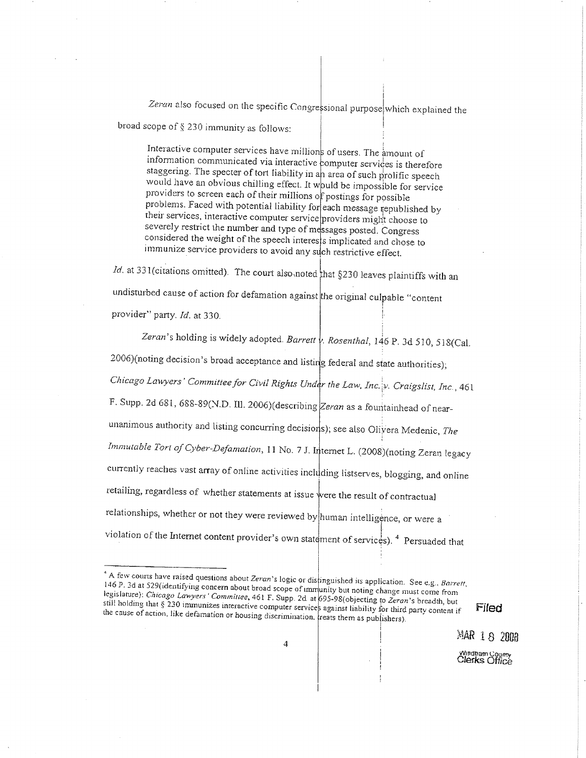*Zeran* also focused on the specific Congressional purpose which explained the broad scope of § 230 immunity as follows:

> Interactive computer services have millions of users. The amount of information communicated via interactive computer services is therefore staggering. The specter of tort liability in an area of such prolific speech would have an obvious chilling effect. It would be impossible for service providers to screen each of their millions of postings for possible problems. Faced with potential liability for each message republished by their services, interactive computer service providers might choose to severely restrict the number and type of messages posted. Congress considered the weight of the speech interests implicated and chose to immunize service providers to avoid any such restrictive effect.

*Id.* at 331(citations omitted). The court also noted that §230 leaves plaintiffs with an undisturbed cause of action for defamation against the original culpable "content provider" party. *Id.* at 330.

*Zeran*'s holding is widely adopted. *Barrett v. Rosenthal*, 146 P. 3d 510, 518(Cal. 2006)(noting decision's broad acceptance and listing federal and state authorities); *Chicago Lawyers' Committee for Civil Rights Under the Law, Inc. v. Craigslist, Inc.*, 461 F. Supp. 2d 681, 688-89(N.D. Ill. 2006)(describing *Zeran* as a fountainhead of near-unanimous authority and listing concurring decisions); see also Olivera Medenic, *The Immutable Tort of Cyber-Defamation*, 11 No. 7 J. Internet L. (2008)(noting Zeran legacy currently reaches vast array of online activities including listserves, blogging, and online retailing, regardless of whether statements at issue were the result of contractual relationships, whether or not they were reviewed by human intelligence, or were a violation of the Internet content provider's own statement of services). [4] Persuaded that

---

[4] A few courts have raised questions about *Zeran*'s logic or distinguished its application. See e.g., *Barrett*, 146 P. 3d at 529(identifying concern about broad scope of immunity but noting change must come from legislature); *Chicago Lawyers' Committee*, 461 F. Supp. 2d at 695-98(objecting to *Zeran*'s breadth, but still holding that § 230 immunizes interactive computer services against liability for third party content if the cause of action, like defamation or housing discrimination, treats them as publishers).

Filed

MAR 18 2008

Windham County Clerks Office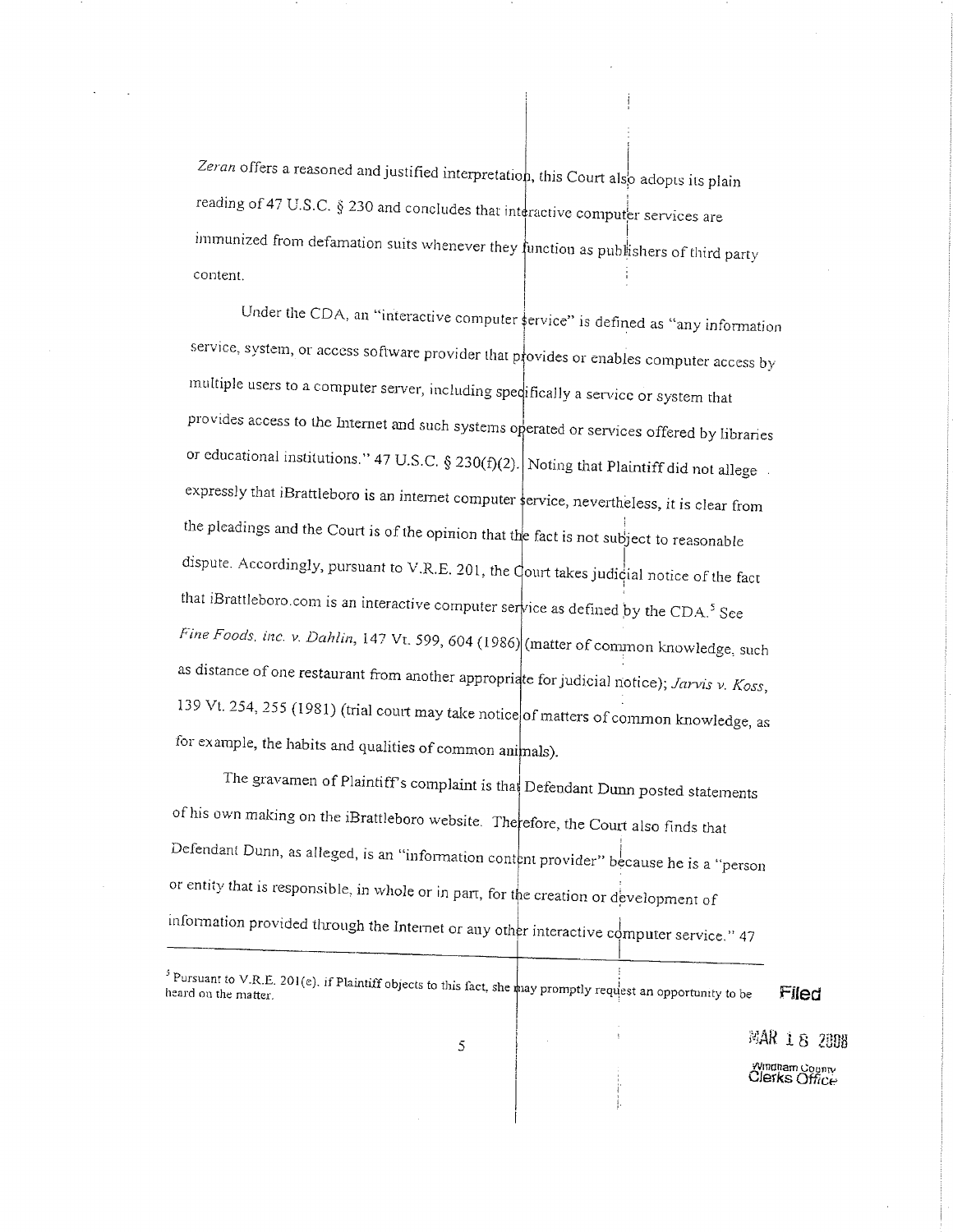*Zeran* offers a reasoned and justified interpretation, this Court also adopts its plain reading of 47 U.S.C. § 230 and concludes that interactive computer services are immunized from defamation suits whenever they function as publishers of third party content.

Under the CDA, an "interactive computer service" is defined as "any information service, system, or access software provider that provides or enables computer access by multiple users to a computer server, including specifically a service or system that provides access to the Internet and such systems operated or services offered by libraries or educational institutions." 47 U.S.C. § 230(f)(2). Noting that Plaintiff did not allege expressly that iBrattleboro is an internet computer service, nevertheless, it is clear from the pleadings and the Court is of the opinion that the fact is not subject to reasonable dispute. Accordingly, pursuant to V.R.E. 201, the Court takes judicial notice of the fact that iBrattleboro.com is an interactive computer service as defined by the CDA.[5] See *Fine Foods, inc. v. Dahlin*, 147 Vt. 599, 604 (1986) (matter of common knowledge, such as distance of one restaurant from another appropriate for judicial notice); *Jarvis v. Koss*, 139 Vt. 254, 255 (1981) (trial court may take notice of matters of common knowledge, as for example, the habits and qualities of common animals).

The gravamen of Plaintiff's complaint is that Defendant Dunn posted statements of his own making on the iBrattleboro website. Therefore, the Court also finds that Defendant Dunn, as alleged, is an "information content provider" because he is a "person or entity that is responsible, in whole or in part, for the creation or development of information provided through the Internet or any other interactive computer service." 47

---

[5] Pursuant to V.R.E. 201(e), if Plaintiff objects to this fact, she may promptly request an opportunity to be heard on the matter.

Filed

MAR 18 2008

Windham County Clerks Office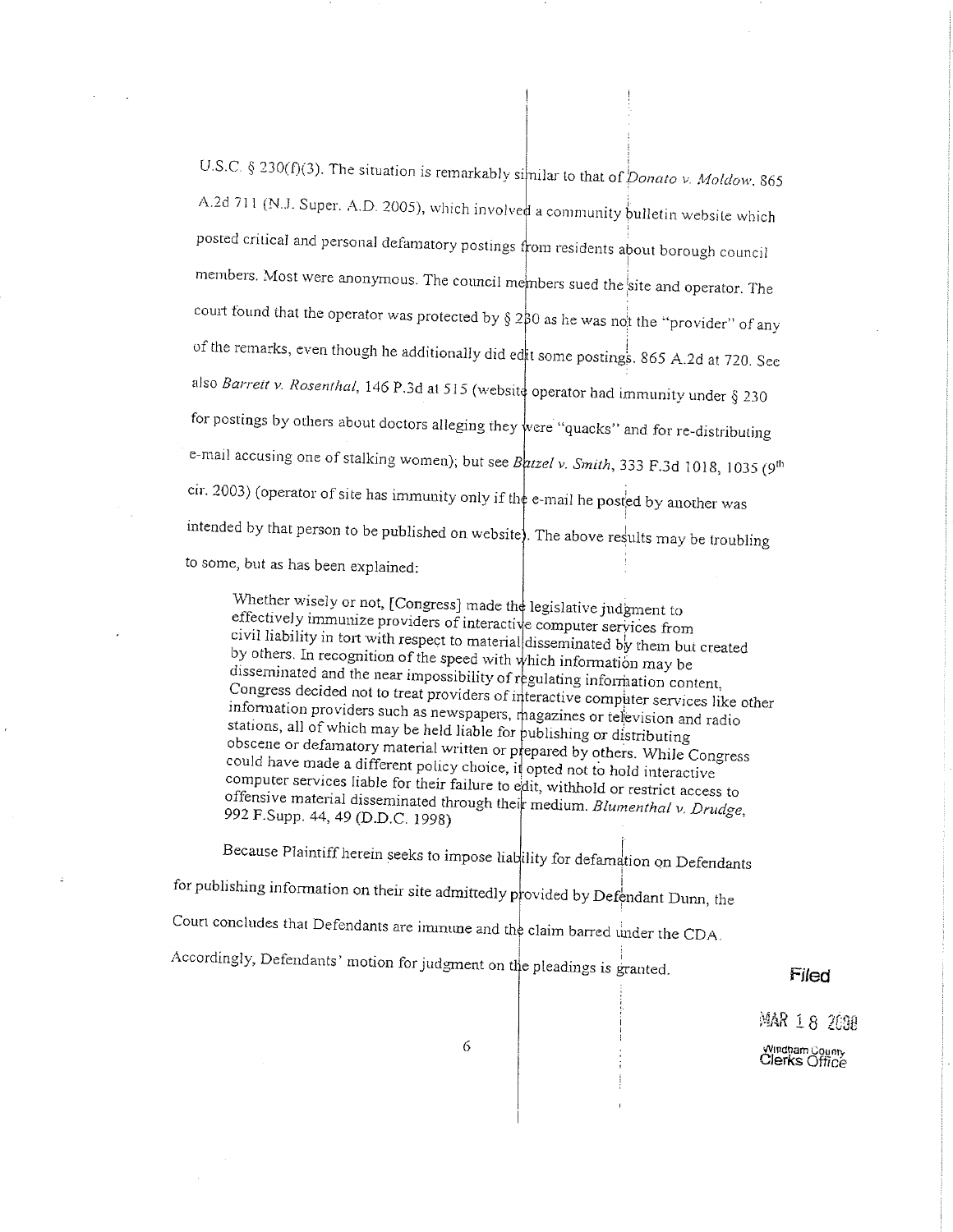U.S.C. § 230(f)(3). The situation is remarkably similar to that of *Donato v. Moldow*, 865 A.2d 711 (N.J. Super. A.D. 2005), which involved a community bulletin website which posted critical and personal defamatory postings from residents about borough council members. Most were anonymous. The council members sued the site and operator. The court found that the operator was protected by § 230 as he was not the "provider" of any of the remarks, even though he additionally did edit some postings. 865 A.2d at 720. See also *Barrett v. Rosenthal*, 146 P.3d at 515 (website operator had immunity under § 230 for postings by others about doctors alleging they were "quacks" and for re-distributing e-mail accusing one of stalking women); but see *Batzel v. Smith*, 333 F.3d 1018, 1035 (9th cir. 2003) (operator of site has immunity only if the e-mail he posted by another was intended by that person to be published on website). The above results may be troubling to some, but as has been explained:

> Whether wisely or not, [Congress] made the legislative judgment to effectively immunize providers of interactive computer services from civil liability in tort with respect to material disseminated by them but created by others. In recognition of the speed with which information may be disseminated and the near impossibility of regulating information content, Congress decided not to treat providers of interactive computer services like other information providers such as newspapers, magazines or television and radio stations, all of which may be held liable for publishing or distributing obscene or defamatory material written or prepared by others. While Congress could have made a different policy choice, it opted not to hold interactive computer services liable for their failure to edit, withhold or restrict access to offensive material disseminated through their medium. *Blumenthal v. Drudge*, 992 F.Supp. 44, 49 (D.D.C. 1998)

Because Plaintiff herein seeks to impose liability for defamation on Defendants for publishing information on their site admittedly provided by Defendant Dunn, the Court concludes that Defendants are immune and the claim barred under the CDA. Accordingly, Defendants' motion for judgment on the pleadings is granted.

Filed

MAR 18 2008

Windham County Clerks Office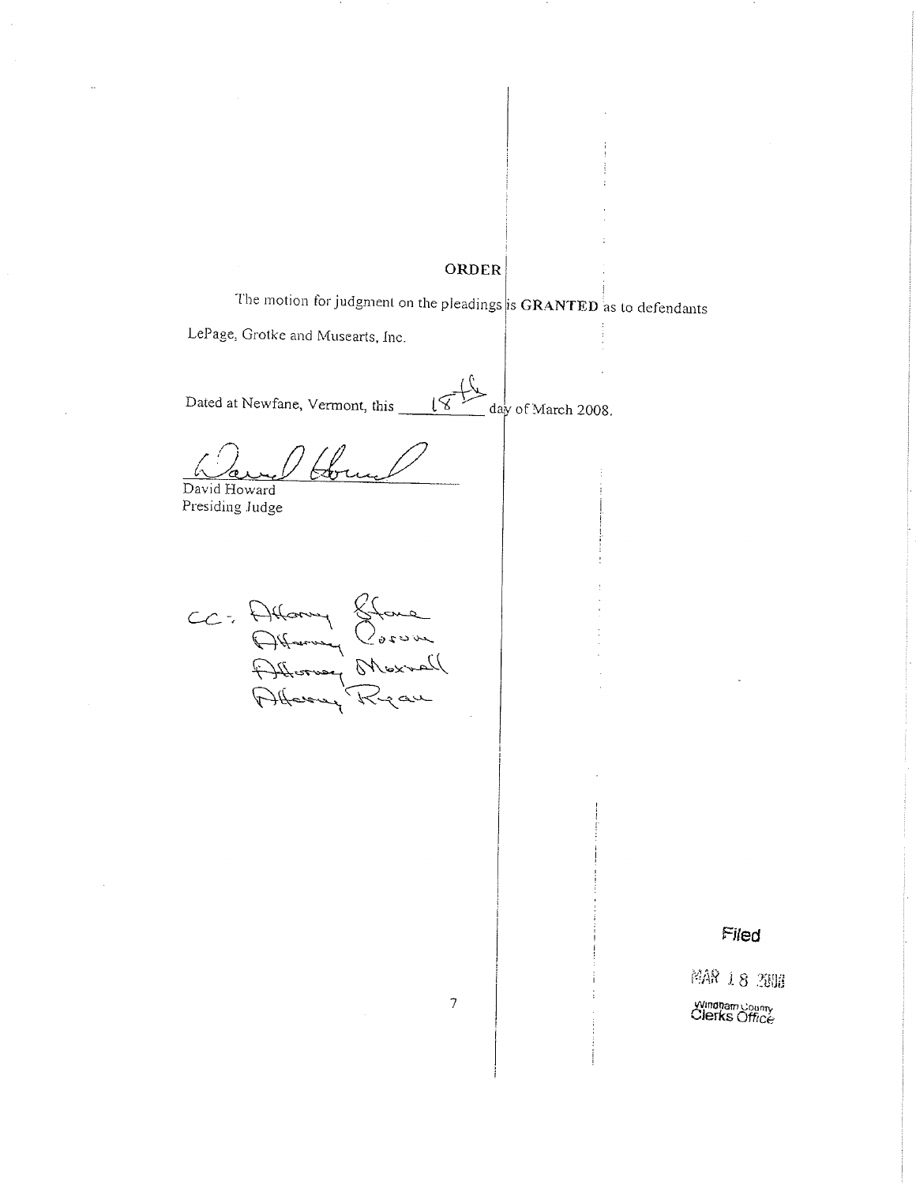**ORDER**

The motion for judgment on the pleadings is **GRANTED** as to defendants LePage, Grotke and Musearts, Inc.

Dated at Newfane, Vermont, this 18th day of March 2008.

David Howard
Presiding Judge

cc: Attorney Stone
Attorney Corum
Attorney Maxwell
Attorney Ryan

Filed
MAR 18 2008
Windham County
Clerks Office